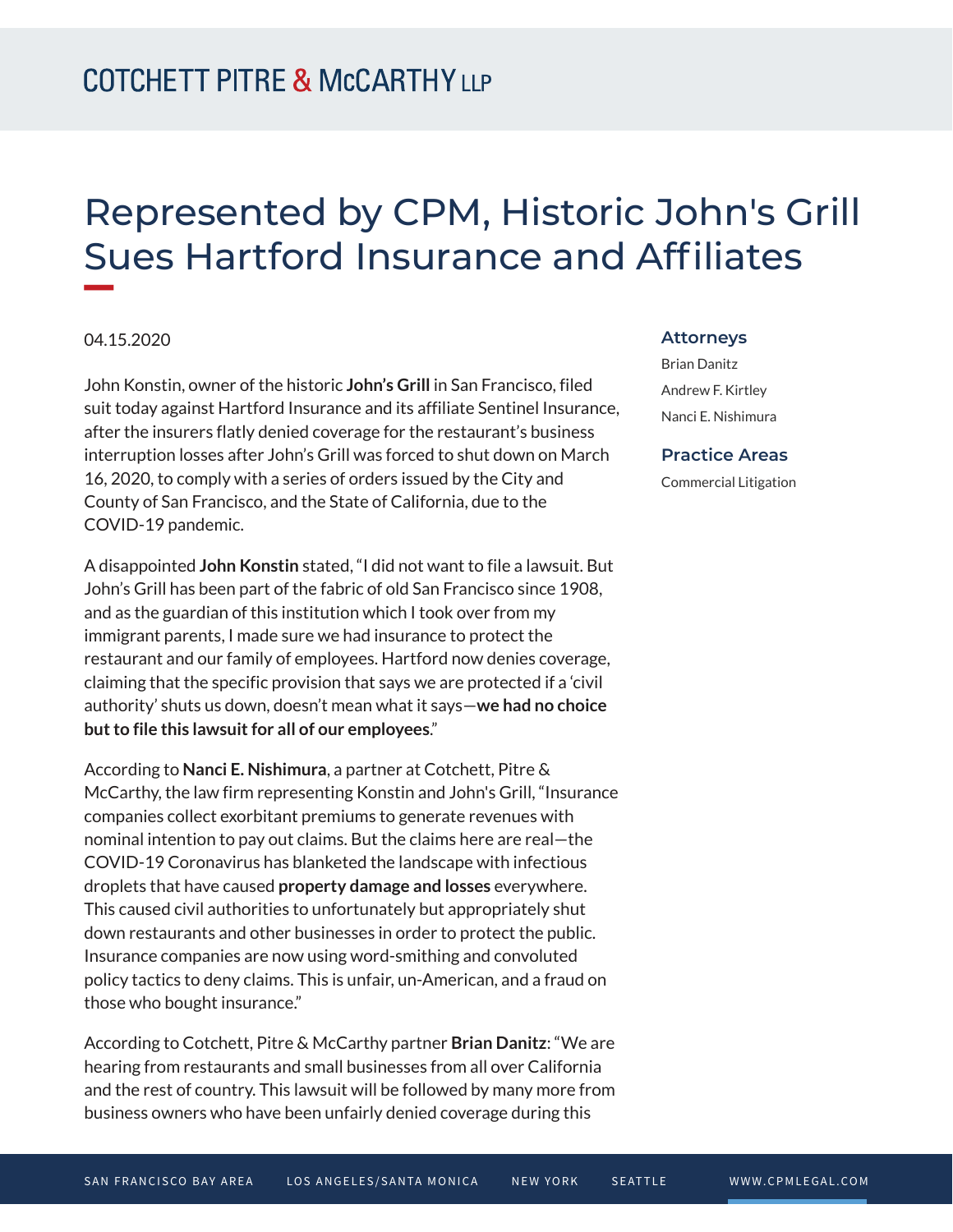# Represented by CPM, Historic John's Grill Sues Hartford Insurance and Affiliates

04.15.2020

John Konstin, owner of the historic **John's Grill** in San Francisco, filed suit today against Hartford Insurance and its affiliate Sentinel Insurance, after the insurers flatly denied coverage for the restaurant's business interruption losses after John's Grill was forced to shut down on March 16, 2020, to comply with a series of orders issued by the City and County of San Francisco, and the State of California, due to the COVID-19 pandemic.

A disappointed **John Konstin** stated, "I did not want to file a lawsuit. But John's Grill has been part of the fabric of old San Francisco since 1908, and as the guardian of this institution which I took over from my immigrant parents, I made sure we had insurance to protect the restaurant and our family of employees. Hartford now denies coverage, claiming that the specific provision that says we are protected if a 'civil authority' shuts us down, doesn't mean what it says—**we had no choice but to file this lawsuit for all of our employees**."

According to **Nanci E. Nishimura**, a partner at Cotchett, Pitre & McCarthy, the law firm representing Konstin and John's Grill, "Insurance companies collect exorbitant premiums to generate revenues with nominal intention to pay out claims. But the claims here are real—the COVID-19 Coronavirus has blanketed the landscape with infectious droplets that have caused **property damage and losses** everywhere. This caused civil authorities to unfortunately but appropriately shut down restaurants and other businesses in order to protect the public. Insurance companies are now using word-smithing and convoluted policy tactics to deny claims. This is unfair, un-American, and a fraud on those who bought insurance."

According to Cotchett, Pitre & McCarthy partner **Brian Danitz**: "We are hearing from restaurants and small businesses from all over California and the rest of country. This lawsuit will be followed by many more from business owners who have been unfairly denied coverage during this

### Attorneys

Brian Danitz

Andrew F. Kirtley

Nanci E. Nishimura

### Practice Areas

Commercial Litigation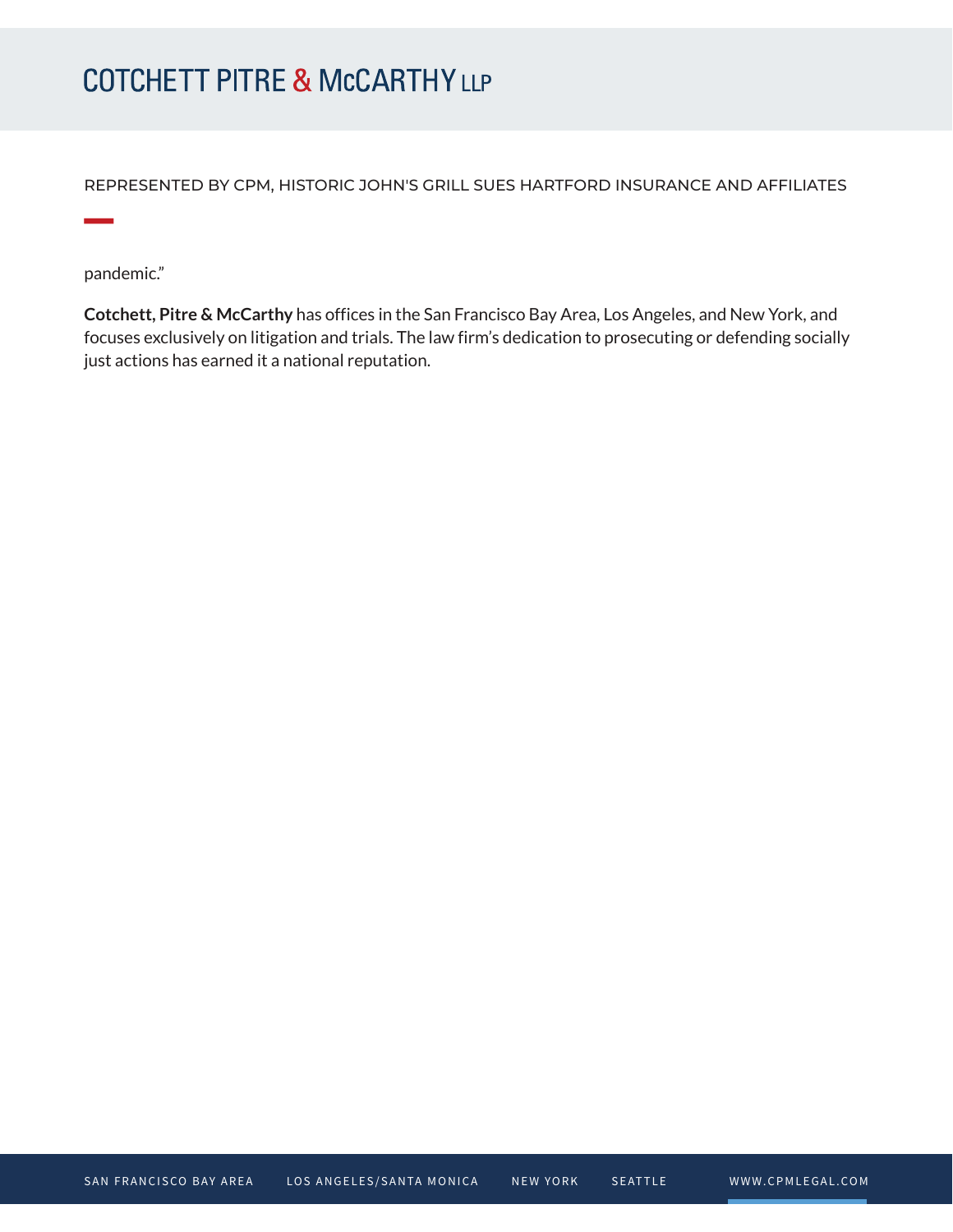pandemic."

**Cotchett, Pitre & McCarthy** has offices in the San Francisco Bay Area, Los Angeles, and New York, and focuses exclusively on litigation and trials. The law firm's dedication to prosecuting or defending socially just actions has earned it a national reputation.